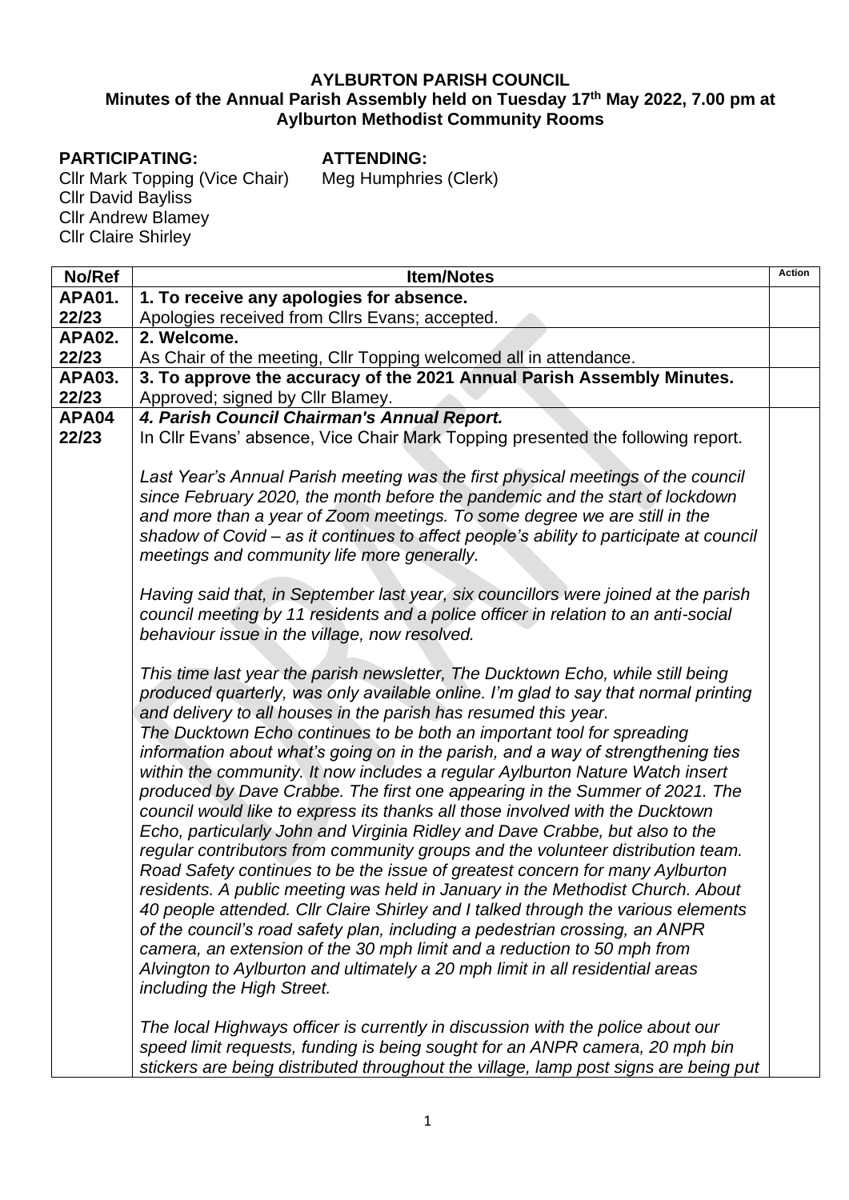**AYLBURTON PARISH COUNCIL**
**Minutes of the Annual Parish Assembly held on Tuesday 17th May 2022, 7.00 pm at Aylburton Methodist Community Rooms**

**PARTICIPATING:**
Cllr Mark Topping (Vice Chair)
Cllr David Bayliss
Cllr Andrew Blamey
Cllr Claire Shirley

**ATTENDING:**
Meg Humphries (Clerk)

| No/Ref | Item/Notes | Action |
|---|---|---|
| **APA01. 22/23** | **1. To receive any apologies for absence.**<br>Apologies received from Cllrs Evans; accepted. | |
| **APA02. 22/23** | **2. Welcome.**<br>As Chair of the meeting, Cllr Topping welcomed all in attendance. | |
| **APA03. 22/23** | **3. To approve the accuracy of the 2021 Annual Parish Assembly Minutes.**<br>Approved; signed by Cllr Blamey. | |
| **APA04 22/23** | ***4. Parish Council Chairman's Annual Report.***<br>In Cllr Evans' absence, Vice Chair Mark Topping presented the following report.<br><br>*Last Year's Annual Parish meeting was the first physical meetings of the council since February 2020, the month before the pandemic and the start of lockdown and more than a year of Zoom meetings. To some degree we are still in the shadow of Covid – as it continues to affect people's ability to participate at council meetings and community life more generally.*<br><br>*Having said that, in September last year, six councillors were joined at the parish council meeting by 11 residents and a police officer in relation to an anti-social behaviour issue in the village, now resolved.*<br><br>*This time last year the parish newsletter, The Ducktown Echo, while still being produced quarterly, was only available online. I'm glad to say that normal printing and delivery to all houses in the parish has resumed this year.*<br>*The Ducktown Echo continues to be both an important tool for spreading information about what's going on in the parish, and a way of strengthening ties within the community. It now includes a regular Aylburton Nature Watch insert produced by Dave Crabbe. The first one appearing in the Summer of 2021. The council would like to express its thanks all those involved with the Ducktown Echo, particularly John and Virginia Ridley and Dave Crabbe, but also to the regular contributors from community groups and the volunteer distribution team.*<br>*Road Safety continues to be the issue of greatest concern for many Aylburton residents. A public meeting was held in January in the Methodist Church. About 40 people attended. Cllr Claire Shirley and I talked through the various elements of the council's road safety plan, including a pedestrian crossing, an ANPR camera, an extension of the 30 mph limit and a reduction to 50 mph from Alvington to Aylburton and ultimately a 20 mph limit in all residential areas including the High Street.*<br><br>*The local Highways officer is currently in discussion with the police about our speed limit requests, funding is being sought for an ANPR camera, 20 mph bin stickers are being distributed throughout the village, lamp post signs are being put* | |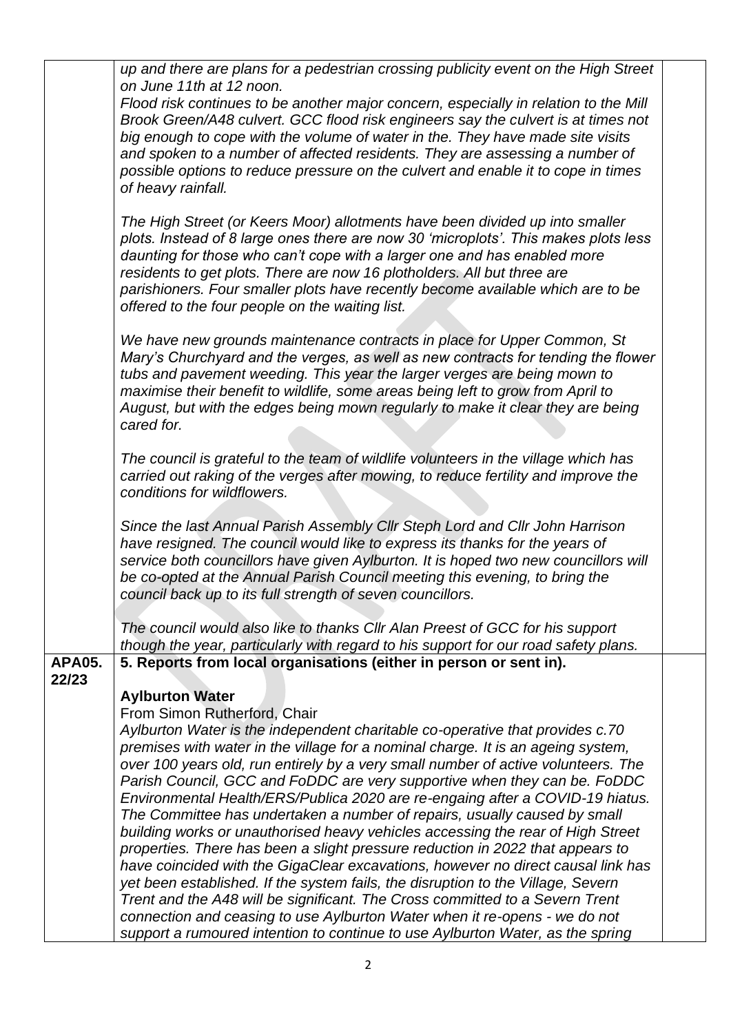| | | |
|---|---|---|
| | *up and there are plans for a pedestrian crossing publicity event on the High Street on June 11th at 12 noon.*<br>*Flood risk continues to be another major concern, especially in relation to the Mill Brook Green/A48 culvert. GCC flood risk engineers say the culvert is at times not big enough to cope with the volume of water in the. They have made site visits and spoken to a number of affected residents. They are assessing a number of possible options to reduce pressure on the culvert and enable it to cope in times of heavy rainfall.*<br><br>*The High Street (or Keers Moor) allotments have been divided up into smaller plots. Instead of 8 large ones there are now 30 'microplots'. This makes plots less daunting for those who can't cope with a larger one and has enabled more residents to get plots. There are now 16 plotholders. All but three are parishioners. Four smaller plots have recently become available which are to be offered to the four people on the waiting list.*<br><br>*We have new grounds maintenance contracts in place for Upper Common, St Mary's Churchyard and the verges, as well as new contracts for tending the flower tubs and pavement weeding. This year the larger verges are being mown to maximise their benefit to wildlife, some areas being left to grow from April to August, but with the edges being mown regularly to make it clear they are being cared for.*<br><br>*The council is grateful to the team of wildlife volunteers in the village which has carried out raking of the verges after mowing, to reduce fertility and improve the conditions for wildflowers.*<br><br>*Since the last Annual Parish Assembly Cllr Steph Lord and Cllr John Harrison have resigned. The council would like to express its thanks for the years of service both councillors have given Aylburton. It is hoped two new councillors will be co-opted at the Annual Parish Council meeting this evening, to bring the council back up to its full strength of seven councillors.*<br><br>*The council would also like to thanks Cllr Alan Preest of GCC for his support though the year, particularly with regard to his support for our road safety plans.* | |
| **APA05. 22/23** | **5. Reports from local organisations (either in person or sent in).**<br><br>**Aylburton Water**<br>From Simon Rutherford, Chair<br>*Aylburton Water is the independent charitable co-operative that provides c.70 premises with water in the village for a nominal charge. It is an ageing system, over 100 years old, run entirely by a very small number of active volunteers. The Parish Council, GCC and FoDDC are very supportive when they can be. FoDDC Environmental Health/ERS/Publica 2020 are re-engaing after a COVID-19 hiatus. The Committee has undertaken a number of repairs, usually caused by small building works or unauthorised heavy vehicles accessing the rear of High Street properties. There has been a slight pressure reduction in 2022 that appears to have coincided with the GigaClear excavations, however no direct causal link has yet been established. If the system fails, the disruption to the Village, Severn Trent and the A48 will be significant. The Cross committed to a Severn Trent connection and ceasing to use Aylburton Water when it re-opens - we do not support a rumoured intention to continue to use Aylburton Water, as the spring* | |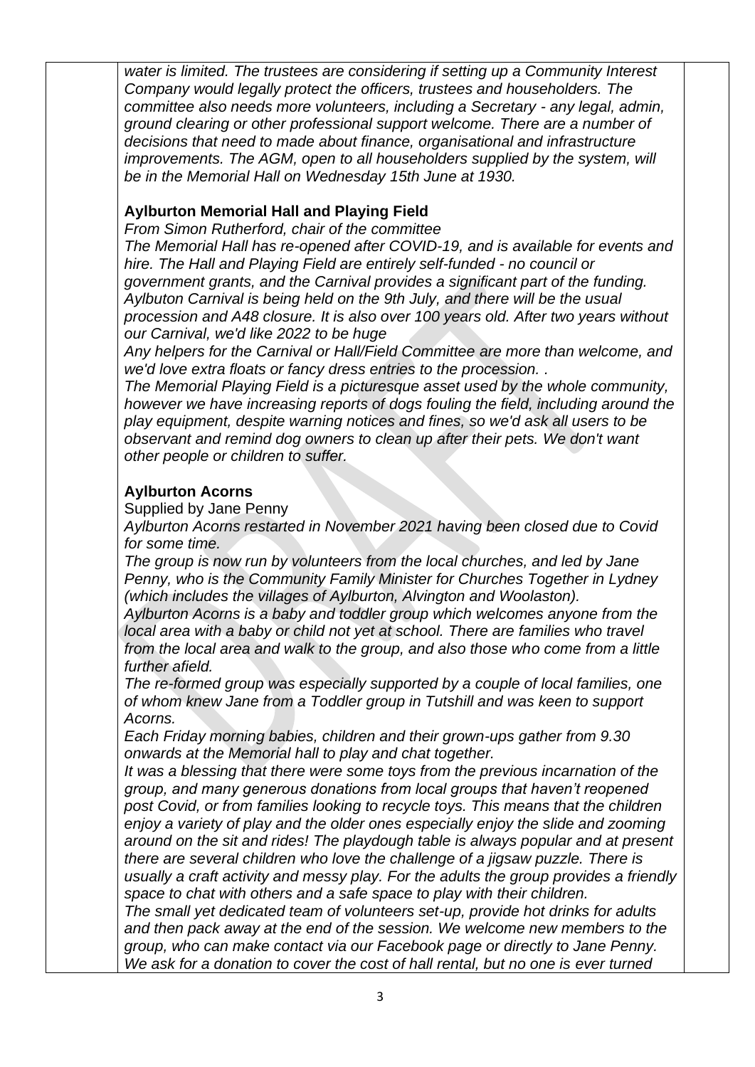*water is limited. The trustees are considering if setting up a Community Interest Company would legally protect the officers, trustees and householders. The committee also needs more volunteers, including a Secretary - any legal, admin, ground clearing or other professional support welcome. There are a number of decisions that need to made about finance, organisational and infrastructure improvements. The AGM, open to all householders supplied by the system, will be in the Memorial Hall on Wednesday 15th June at 1930.*

**Aylburton Memorial Hall and Playing Field**

*From Simon Rutherford, chair of the committee*

*The Memorial Hall has re-opened after COVID-19, and is available for events and hire. The Hall and Playing Field are entirely self-funded - no council or government grants, and the Carnival provides a significant part of the funding. Aylbuton Carnival is being held on the 9th July, and there will be the usual procession and A48 closure. It is also over 100 years old. After two years without our Carnival, we'd like 2022 to be huge*

*Any helpers for the Carnival or Hall/Field Committee are more than welcome, and we'd love extra floats or fancy dress entries to the procession. .*

*The Memorial Playing Field is a picturesque asset used by the whole community, however we have increasing reports of dogs fouling the field, including around the play equipment, despite warning notices and fines, so we'd ask all users to be observant and remind dog owners to clean up after their pets. We don't want other people or children to suffer.*

**Aylburton Acorns**

Supplied by Jane Penny

*Aylburton Acorns restarted in November 2021 having been closed due to Covid for some time.*

*The group is now run by volunteers from the local churches, and led by Jane Penny, who is the Community Family Minister for Churches Together in Lydney (which includes the villages of Aylburton, Alvington and Woolaston).*

*Aylburton Acorns is a baby and toddler group which welcomes anyone from the local area with a baby or child not yet at school. There are families who travel from the local area and walk to the group, and also those who come from a little further afield.*

*The re-formed group was especially supported by a couple of local families, one of whom knew Jane from a Toddler group in Tutshill and was keen to support Acorns.*

*Each Friday morning babies, children and their grown-ups gather from 9.30 onwards at the Memorial hall to play and chat together.*

*It was a blessing that there were some toys from the previous incarnation of the group, and many generous donations from local groups that haven't reopened post Covid, or from families looking to recycle toys. This means that the children enjoy a variety of play and the older ones especially enjoy the slide and zooming around on the sit and rides! The playdough table is always popular and at present there are several children who love the challenge of a jigsaw puzzle. There is usually a craft activity and messy play. For the adults the group provides a friendly space to chat with others and a safe space to play with their children.*

*The small yet dedicated team of volunteers set-up, provide hot drinks for adults and then pack away at the end of the session. We welcome new members to the group, who can make contact via our Facebook page or directly to Jane Penny. We ask for a donation to cover the cost of hall rental, but no one is ever turned*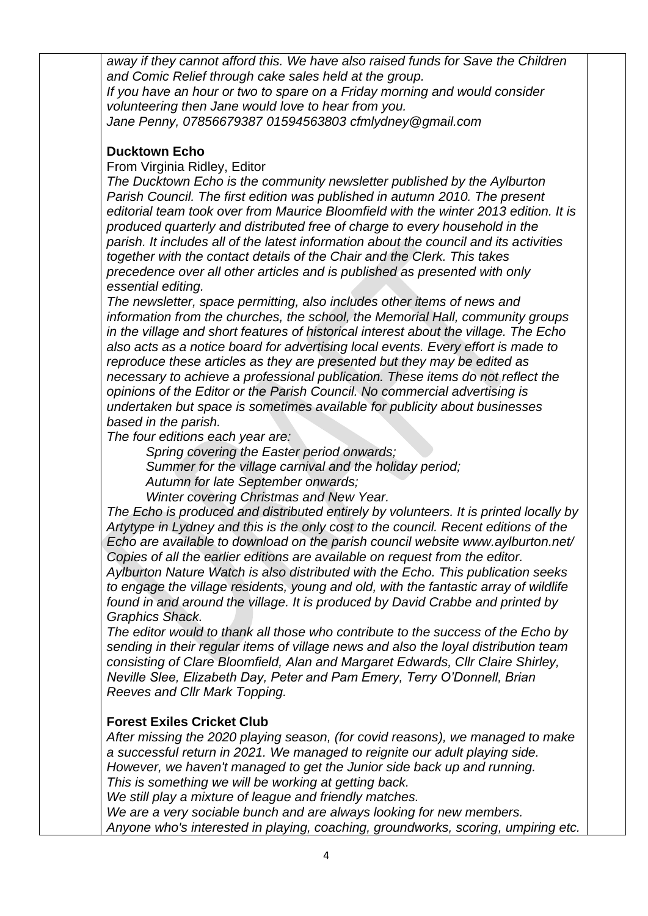*away if they cannot afford this. We have also raised funds for Save the Children and Comic Relief through cake sales held at the group.*
*If you have an hour or two to spare on a Friday morning and would consider volunteering then Jane would love to hear from you.*
*Jane Penny, 07856679387 01594563803 cfmlydney@gmail.com*

**Ducktown Echo**

From Virginia Ridley, Editor

*The Ducktown Echo is the community newsletter published by the Aylburton Parish Council. The first edition was published in autumn 2010. The present editorial team took over from Maurice Bloomfield with the winter 2013 edition. It is produced quarterly and distributed free of charge to every household in the parish. It includes all of the latest information about the council and its activities together with the contact details of the Chair and the Clerk. This takes precedence over all other articles and is published as presented with only essential editing.*

*The newsletter, space permitting, also includes other items of news and information from the churches, the school, the Memorial Hall, community groups in the village and short features of historical interest about the village. The Echo also acts as a notice board for advertising local events. Every effort is made to reproduce these articles as they are presented but they may be edited as necessary to achieve a professional publication. These items do not reflect the opinions of the Editor or the Parish Council. No commercial advertising is undertaken but space is sometimes available for publicity about businesses based in the parish.*

*The four editions each year are:*

*Spring covering the Easter period onwards;*
*Summer for the village carnival and the holiday period;*
*Autumn for late September onwards;*
*Winter covering Christmas and New Year.*

*The Echo is produced and distributed entirely by volunteers. It is printed locally by Artytype in Lydney and this is the only cost to the council. Recent editions of the Echo are available to download on the parish council website www.aylburton.net/ Copies of all the earlier editions are available on request from the editor.*

*Aylburton Nature Watch is also distributed with the Echo. This publication seeks to engage the village residents, young and old, with the fantastic array of wildlife found in and around the village. It is produced by David Crabbe and printed by Graphics Shack.*

*The editor would to thank all those who contribute to the success of the Echo by sending in their regular items of village news and also the loyal distribution team consisting of Clare Bloomfield, Alan and Margaret Edwards, Cllr Claire Shirley, Neville Slee, Elizabeth Day, Peter and Pam Emery, Terry O'Donnell, Brian Reeves and Cllr Mark Topping.*

**Forest Exiles Cricket Club**

*After missing the 2020 playing season, (for covid reasons), we managed to make a successful return in 2021. We managed to reignite our adult playing side. However, we haven't managed to get the Junior side back up and running. This is something we will be working at getting back.*
*We still play a mixture of league and friendly matches.*
*We are a very sociable bunch and are always looking for new members.*
*Anyone who's interested in playing, coaching, groundworks, scoring, umpiring etc.*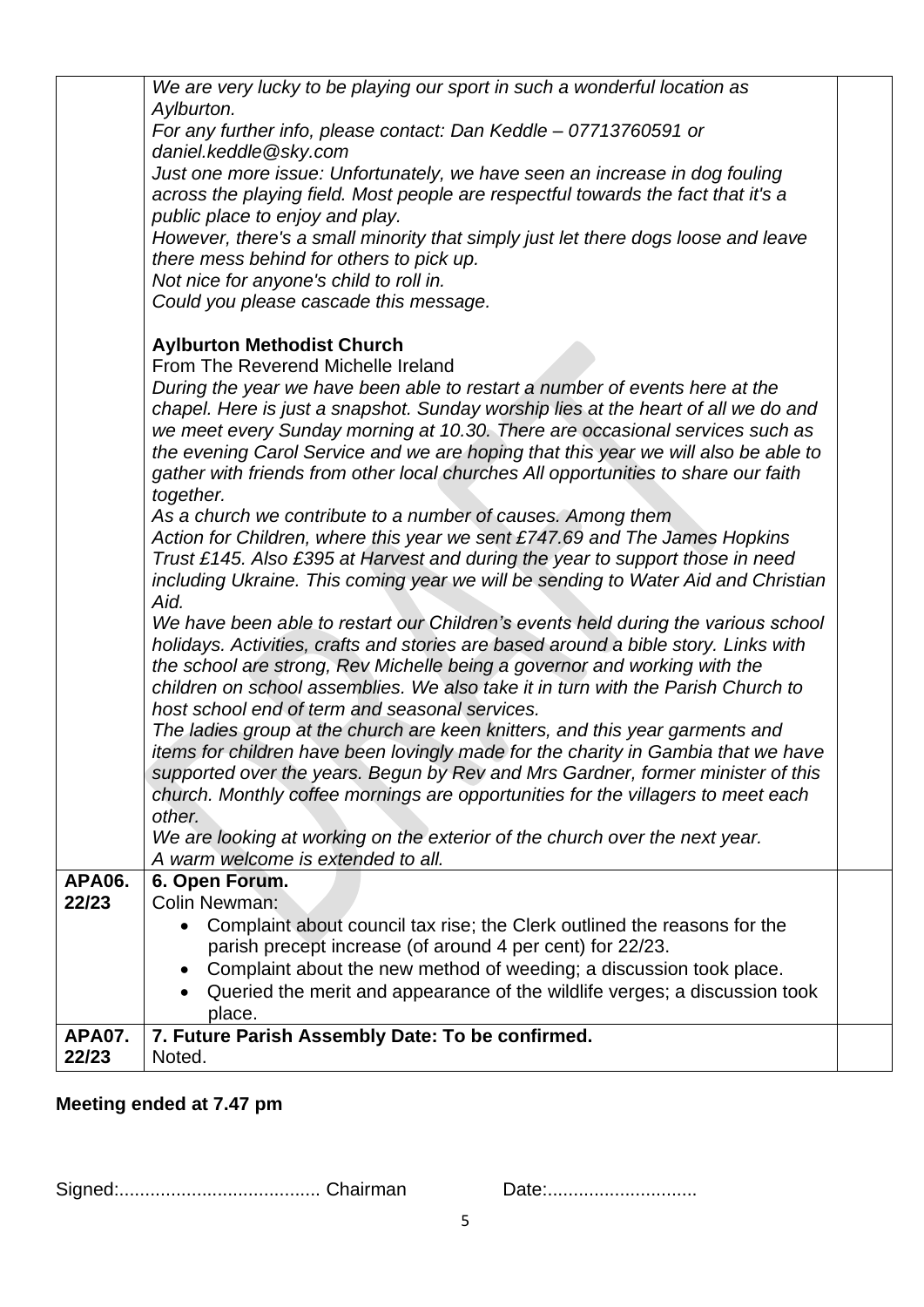| | | |
|---|---|---|
| | *We are very lucky to be playing our sport in such a wonderful location as Aylburton.*<br>*For any further info, please contact: Dan Keddle – 07713760591 or daniel.keddle@sky.com*<br>*Just one more issue: Unfortunately, we have seen an increase in dog fouling across the playing field. Most people are respectful towards the fact that it's a public place to enjoy and play.*<br>*However, there's a small minority that simply just let there dogs loose and leave there mess behind for others to pick up.*<br>*Not nice for anyone's child to roll in.*<br>*Could you please cascade this message.*<br><br>**Aylburton Methodist Church**<br>From The Reverend Michelle Ireland<br>*During the year we have been able to restart a number of events here at the chapel. Here is just a snapshot. Sunday worship lies at the heart of all we do and we meet every Sunday morning at 10.30. There are occasional services such as the evening Carol Service and we are hoping that this year we will also be able to gather with friends from other local churches All opportunities to share our faith together.*<br>*As a church we contribute to a number of causes. Among them Action for Children, where this year we sent £747.69 and The James Hopkins Trust £145. Also £395 at Harvest and during the year to support those in need including Ukraine. This coming year we will be sending to Water Aid and Christian Aid.*<br>*We have been able to restart our Children's events held during the various school holidays. Activities, crafts and stories are based around a bible story. Links with the school are strong, Rev Michelle being a governor and working with the children on school assemblies. We also take it in turn with the Parish Church to host school end of term and seasonal services.*<br>*The ladies group at the church are keen knitters, and this year garments and items for children have been lovingly made for the charity in Gambia that we have supported over the years. Begun by Rev and Mrs Gardner, former minister of this church. Monthly coffee mornings are opportunities for the villagers to meet each other.*<br>*We are looking at working on the exterior of the church over the next year.*<br>*A warm welcome is extended to all.* | |
| **APA06. 22/23** | **6. Open Forum.**<br>Colin Newman:<br>• Complaint about council tax rise; the Clerk outlined the reasons for the parish precept increase (of around 4 per cent) for 22/23.<br>• Complaint about the new method of weeding; a discussion took place.<br>• Queried the merit and appearance of the wildlife verges; a discussion took place. | |
| **APA07. 22/23** | **7. Future Parish Assembly Date: To be confirmed.**<br>Noted. | |

**Meeting ended at 7.47 pm**

Signed:....................................... Chairman Date:.............................